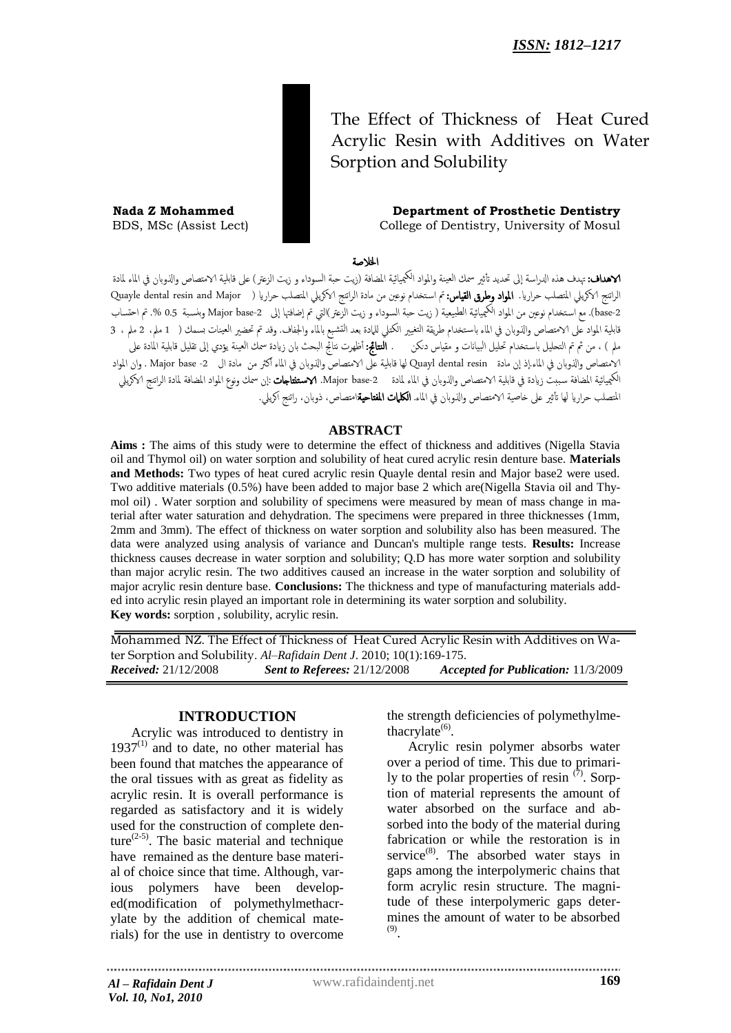***ISSN: 1812–1217***

# The Effect of Thickness of Heat Cured Acrylic Resin with Additives on Water Sorption and Solubility

**Nada Z Mohammed**
BDS, MSc (Assist Lect)

**Department of Prosthetic Dentistry**
College of Dentistry, University of Mosul

## الخلاصة

**الاهداف:** تهدف هذه الدراسة إلى تحديد تأثير سمك العينة والمواد الكيميائية المضافة (زيت حبة السوداء و زيت الزعتر) على قابلية الامتصاص والذوبان في الماء لمادة الراتنج الاكريلي المتصلب حراريا. **المواد وطرق القياس:** تم استخدام نوعين من مادة الراتنج الاكريلي المتصلب حراريا ( Quayle dental resin and Major base-2). مع استخدام نوعين من المواد الكيميائية الطبيعية ( زيت حبة السوداء و زيت الزعتر)التي تم إضافتها إلى Major base-2 وبنسبة 0.5 %. تم احتساب قابلية المواد على الامتصاص والذوبان في الماء باستخدام طريقة التغيير الكتلي للمادة بعد التشبع بالماء والجفاف. وقد تم تحضير العينات بسمك ( 1 ملم، 2 ملم ، 3 ملم ) ، من ثم تم التحليل باستخدام تحليل البيانات و مقياس دنكن . **النتائج:** أظهرت نتائج البحث بان زيادة سمك العينة يؤدي إلى تقليل قابلية المادة على الامتصاص والذوبان في الماء.إذ إن مادة Quayl dental resin لها قابلية على الامتصاص والذوبان في الماء أكثر من مادة ال Major base -2 . وان المواد الكيميائية المضافة سببت زيادة في قابلية الامتصاص والذوبان في الماء لمادة Major base-2. **الاستنتاجات** :إن سمك ونوع المواد المضافة لمادة الراتنج الاكريلي المتصلب حراريا لها تأثير على خاصية الامتصاص والذوبان في الماء. **الكلمات المفتاحية**امتصاص، ذوبان، راتنج اكريلي.

## ABSTRACT

**Aims :** The aims of this study were to determine the effect of thickness and additives (Nigella Stavia oil and Thymol oil) on water sorption and solubility of heat cured acrylic resin denture base. **Materials and Methods:** Two types of heat cured acrylic resin Quayle dental resin and Major base2 were used. Two additive materials (0.5%) have been added to major base 2 which are(Nigella Stavia oil and Thymol oil) . Water sorption and solubility of specimens were measured by mean of mass change in material after water saturation and dehydration. The specimens were prepared in three thicknesses (1mm, 2mm and 3mm). The effect of thickness on water sorption and solubility also has been measured. The data were analyzed using analysis of variance and Duncan's multiple range tests. **Results:** Increase thickness causes decrease in water sorption and solubility; Q.D has more water sorption and solubility than major acrylic resin. The two additives caused an increase in the water sorption and solubility of major acrylic resin denture base. **Conclusions:** The thickness and type of manufacturing materials added into acrylic resin played an important role in determining its water sorption and solubility.
**Key words:** sorption , solubility, acrylic resin.

Mohammed NZ. The Effect of Thickness of Heat Cured Acrylic Resin with Additives on Water Sorption and Solubility. *Al–Rafidain Dent J*. 2010; 10(1):169-175.
***Received:*** 21/12/2008 ***Sent to Referees:*** 21/12/2008 ***Accepted for Publication:*** 11/3/2009

## INTRODUCTION

Acrylic was introduced to dentistry in 1937[1] and to date, no other material has been found that matches the appearance of the oral tissues with as great as fidelity as acrylic resin. It is overall performance is regarded as satisfactory and it is widely used for the construction of complete denture[2-5]. The basic material and technique have remained as the denture base material of choice since that time. Although, various polymers have been developed(modification of polymethylmethacrylate by the addition of chemical materials) for the use in dentistry to overcome the strength deficiencies of polymethylmethacrylate[6].

Acrylic resin polymer absorbs water over a period of time. This due to primarily to the polar properties of resin [7]. Sorption of material represents the amount of water absorbed on the surface and absorbed into the body of the material during fabrication or while the restoration is in service[8]. The absorbed water stays in gaps among the interpolymeric chains that form acrylic resin structure. The magnitude of these interpolymeric gaps determines the amount of water to be absorbed [9].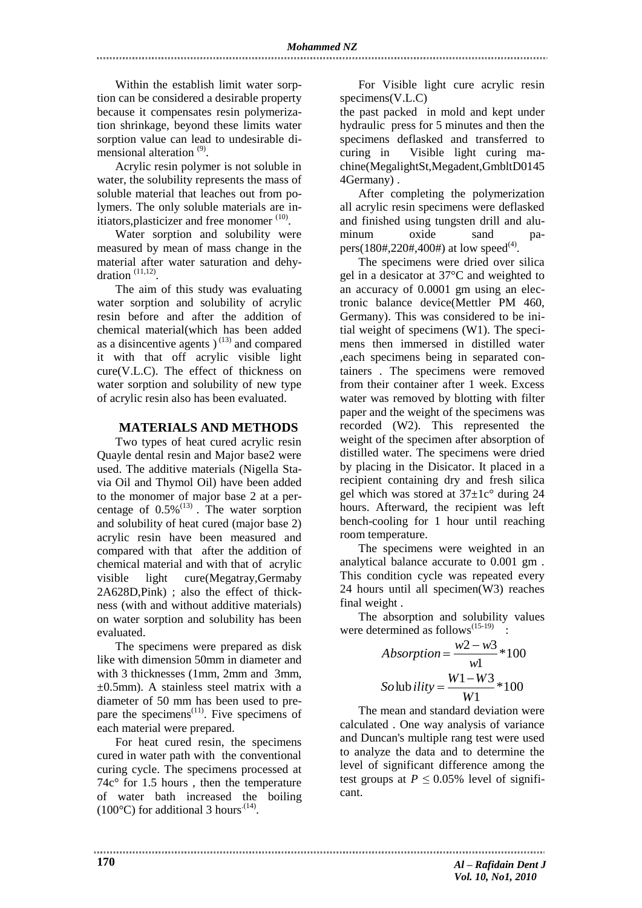Within the establish limit water sorption can be considered a desirable property because it compensates resin polymerization shrinkage, beyond these limits water sorption value can lead to undesirable dimensional alteration [9].

Acrylic resin polymer is not soluble in water, the solubility represents the mass of soluble material that leaches out from polymers. The only soluble materials are initiators,plasticizer and free monomer [10].

Water sorption and solubility were measured by mean of mass change in the material after water saturation and dehydration [11,12].

The aim of this study was evaluating water sorption and solubility of acrylic resin before and after the addition of chemical material(which has been added as a disincentive agents ) [13] and compared it with that off acrylic visible light cure(V.L.C). The effect of thickness on water sorption and solubility of new type of acrylic resin also has been evaluated.

## MATERIALS AND METHODS

Two types of heat cured acrylic resin Quayle dental resin and Major base2 were used. The additive materials (Nigella Stavia Oil and Thymol Oil) have been added to the monomer of major base 2 at a percentage of 0.5% [13] . The water sorption and solubility of heat cured (major base 2) acrylic resin have been measured and compared with that after the addition of chemical material and with that of acrylic visible light cure(Megatray,Germaby 2A628D,Pink) ; also the effect of thickness (with and without additive materials) on water sorption and solubility has been evaluated.

The specimens were prepared as disk like with dimension 50mm in diameter and with 3 thicknesses (1mm, 2mm and 3mm, ±0.5mm). A stainless steel matrix with a diameter of 50 mm has been used to prepare the specimens[11]. Five specimens of each material were prepared.

For heat cured resin, the specimens cured in water path with the conventional curing cycle. The specimens processed at 74c° for 1.5 hours , then the temperature of water bath increased the boiling (100°C) for additional 3 hours [14].

For Visible light cure acrylic resin specimens(V.L.C)
the past packed in mold and kept under hydraulic press for 5 minutes and then the specimens deflasked and transferred to curing in Visible light curing machine(MegalightSt,Megadent,GmbltD01454Germany) .

After completing the polymerization all acrylic resin specimens were deflasked and finished using tungsten drill and aluminum oxide sand papers(180#,220#,400#) at low speed[4].

The specimens were dried over silica gel in a desicator at 37°C and weighted to an accuracy of 0.0001 gm using an electronic balance device(Mettler PM 460, Germany). This was considered to be initial weight of specimens (W1). The specimens then immersed in distilled water ,each specimens being in separated containers . The specimens were removed from their container after 1 week. Excess water was removed by blotting with filter paper and the weight of the specimens was recorded (W2). This represented the weight of the specimen after absorption of distilled water. The specimens were dried by placing in the Disicator. It placed in a recipient containing dry and fresh silica gel which was stored at 37±1c° during 24 hours. Afterward, the recipient was left bench-cooling for 1 hour until reaching room temperature.

The specimens were weighted in an analytical balance accurate to 0.001 gm . This condition cycle was repeated every 24 hours until all specimen(W3) reaches final weight .

The absorption and solubility values were determined as follows[15-19] :

$$Absorption = \frac{w2 - w3}{w1} * 100$$

$$Solubility = \frac{W1 - W3}{W1} * 100$$

The mean and standard deviation were calculated . One way analysis of variance and Duncan's multiple rang test were used to analyze the data and to determine the level of significant difference among the test groups at $P \leq 0.05\%$ level of significant.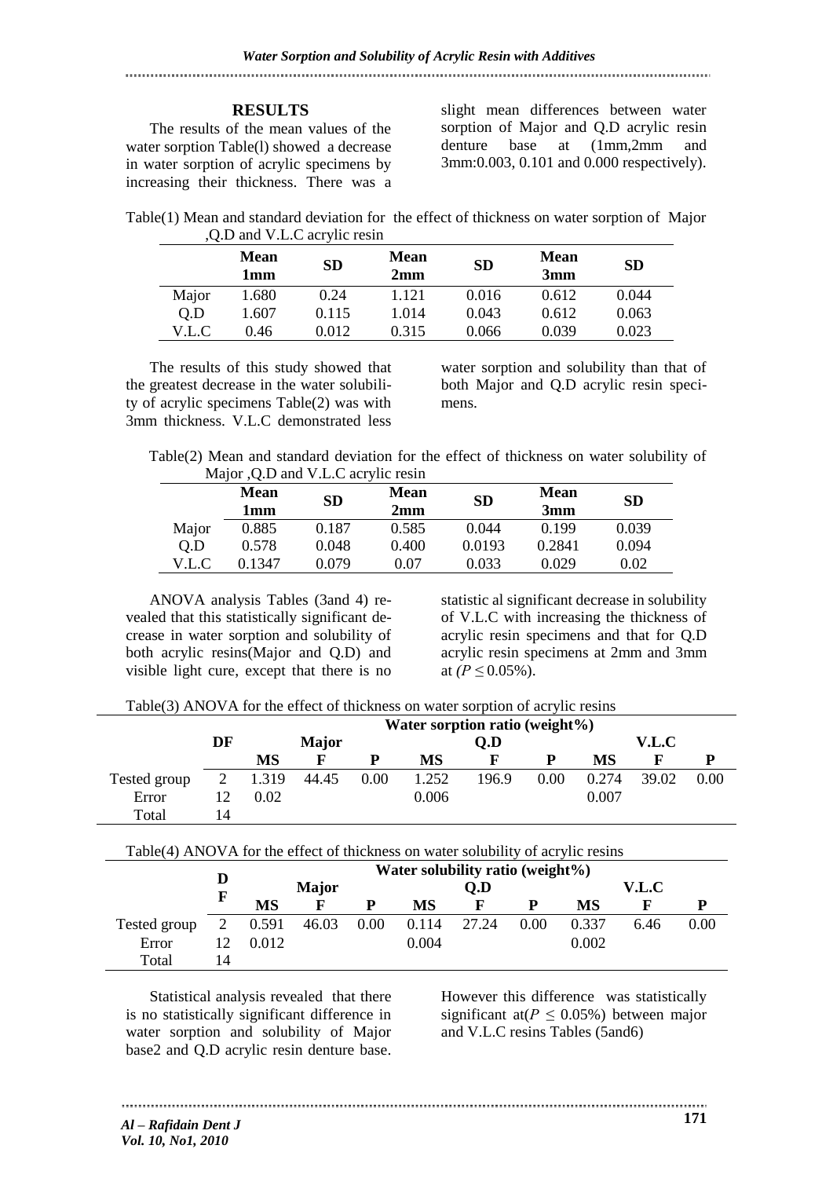## RESULTS

The results of the mean values of the water sorption Table(l) showed a decrease in water sorption of acrylic specimens by increasing their thickness. There was a slight mean differences between water sorption of Major and Q.D acrylic resin denture base at (1mm,2mm and 3mm:0.003, 0.101 and 0.000 respectively).

Table(1) Mean and standard deviation for the effect of thickness on water sorption of Major ,Q.D and V.L.C acrylic resin

| | Mean 1mm | SD | Mean 2mm | SD | Mean 3mm | SD |
|---|---|---|---|---|---|---|
| Major | 1.680 | 0.24 | 1.121 | 0.016 | 0.612 | 0.044 |
| Q.D | 1.607 | 0.115 | 1.014 | 0.043 | 0.612 | 0.063 |
| V.L.C | 0.46 | 0.012 | 0.315 | 0.066 | 0.039 | 0.023 |

The results of this study showed that the greatest decrease in the water solubility of acrylic specimens Table(2) was with 3mm thickness. V.L.C demonstrated less water sorption and solubility than that of both Major and Q.D acrylic resin specimens.

Table(2) Mean and standard deviation for the effect of thickness on water solubility of Major ,Q.D and V.L.C acrylic resin

| | Mean 1mm | SD | Mean 2mm | SD | Mean 3mm | SD |
|---|---|---|---|---|---|---|
| Major | 0.885 | 0.187 | 0.585 | 0.044 | 0.199 | 0.039 |
| Q.D | 0.578 | 0.048 | 0.400 | 0.0193 | 0.2841 | 0.094 |
| V.L.C | 0.1347 | 0.079 | 0.07 | 0.033 | 0.029 | 0.02 |

ANOVA analysis Tables (3and 4) revealed that this statistically significant decrease in water sorption and solubility of both acrylic resins(Major and Q.D) and visible light cure, except that there is no statistic al significant decrease in solubility of V.L.C with increasing the thickness of acrylic resin specimens and that for Q.D acrylic resin specimens at 2mm and 3mm at $(P \leq 0.05\%)$.

Table(3) ANOVA for the effect of thickness on water sorption of acrylic resins

| | | Water sorption ratio (weight%) | | | | | | | | |
|---|---|---|---|---|---|---|---|---|---|---|
| | DF | Major | | | Q.D | | | V.L.C | | |
| | | MS | F | P | MS | F | P | MS | F | P |
| Tested group | 2 | 1.319 | 44.45 | 0.00 | 1.252 | 196.9 | 0.00 | 0.274 | 39.02 | 0.00 |
| Error | 12 | 0.02 | | | 0.006 | | | 0.007 | | |
| Total | 14 | | | | | | | | | |

Table(4) ANOVA for the effect of thickness on water solubility of acrylic resins

| | | Water solubility ratio (weight%) | | | | | | | | |
|---|---|---|---|---|---|---|---|---|---|---|
| | DF | Major | | | Q.D | | | V.L.C | | |
| | | MS | F | P | MS | F | P | MS | F | P |
| Tested group | 2 | 0.591 | 46.03 | 0.00 | 0.114 | 27.24 | 0.00 | 0.337 | 6.46 | 0.00 |
| Error | 12 | 0.012 | | | 0.004 | | | 0.002 | | |
| Total | 14 | | | | | | | | | |

Statistical analysis revealed that there is no statistically significant difference in water sorption and solubility of Major base2 and Q.D acrylic resin denture base. However this difference was statistically significant at$(P \leq 0.05\%)$ between major and V.L.C resins Tables (5and6)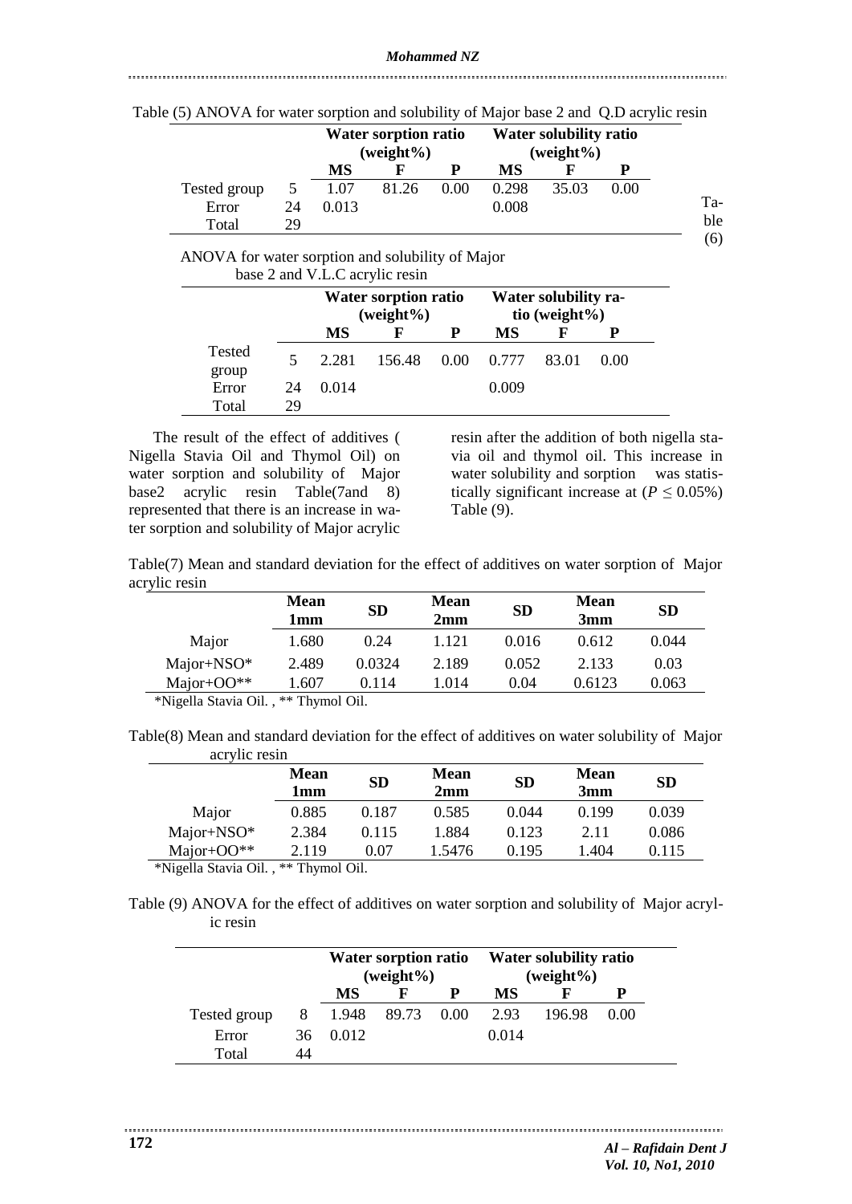Table (5) ANOVA for water sorption and solubility of Major base 2 and Q.D acrylic resin

| | | Water sorption ratio (weight%) | | | Water solubility ratio (weight%) | | |
|---|---|---|---|---|---|---|---|
| | | MS | F | P | MS | F | P |
| Tested group | 5 | 1.07 | 81.26 | 0.00 | 0.298 | 35.03 | 0.00 |
| Error | 24 | 0.013 | | | 0.008 | | |
| Total | 29 | | | | | | |

Table (6) ANOVA for water sorption and solubility of Major base 2 and V.L.C acrylic resin

| | | Water sorption ratio (weight%) | | | Water solubility ratio (weight%) | | |
|---|---|---|---|---|---|---|---|
| | | MS | F | P | MS | F | P |
| Tested group | 5 | 2.281 | 156.48 | 0.00 | 0.777 | 83.01 | 0.00 |
| Error | 24 | 0.014 | | | 0.009 | | |
| Total | 29 | | | | | | |

The result of the effect of additives ( Nigella Stavia Oil and Thymol Oil) on water sorption and solubility of Major base2 acrylic resin Table(7and 8) represented that there is an increase in water sorption and solubility of Major acrylic resin after the addition of both nigella stavia oil and thymol oil. This increase in water solubility and sorption was statistically significant increase at ($P \leq 0.05\%$) Table (9).

Table(7) Mean and standard deviation for the effect of additives on water sorption of Major acrylic resin

| | Mean 1mm | SD | Mean 2mm | SD | Mean 3mm | SD |
|---|---|---|---|---|---|---|
| Major | 1.680 | 0.24 | 1.121 | 0.016 | 0.612 | 0.044 |
| Major+NSO* | 2.489 | 0.0324 | 2.189 | 0.052 | 2.133 | 0.03 |
| Major+OO** | 1.607 | 0.114 | 1.014 | 0.04 | 0.6123 | 0.063 |

*Nigella Stavia Oil. , ** Thymol Oil.

Table(8) Mean and standard deviation for the effect of additives on water solubility of Major acrylic resin

| | Mean 1mm | SD | Mean 2mm | SD | Mean 3mm | SD |
|---|---|---|---|---|---|---|
| Major | 0.885 | 0.187 | 0.585 | 0.044 | 0.199 | 0.039 |
| Major+NSO* | 2.384 | 0.115 | 1.884 | 0.123 | 2.11 | 0.086 |
| Major+OO** | 2.119 | 0.07 | 1.5476 | 0.195 | 1.404 | 0.115 |

*Nigella Stavia Oil. , ** Thymol Oil.

Table (9) ANOVA for the effect of additives on water sorption and solubility of Major acrylic resin

| | | Water sorption ratio (weight%) | | | Water solubility ratio (weight%) | | |
|---|---|---|---|---|---|---|---|
| | | MS | F | P | MS | F | P |
| Tested group | 8 | 1.948 | 89.73 | 0.00 | 2.93 | 196.98 | 0.00 |
| Error | 36 | 0.012 | | | 0.014 | | |
| Total | 44 | | | | | | |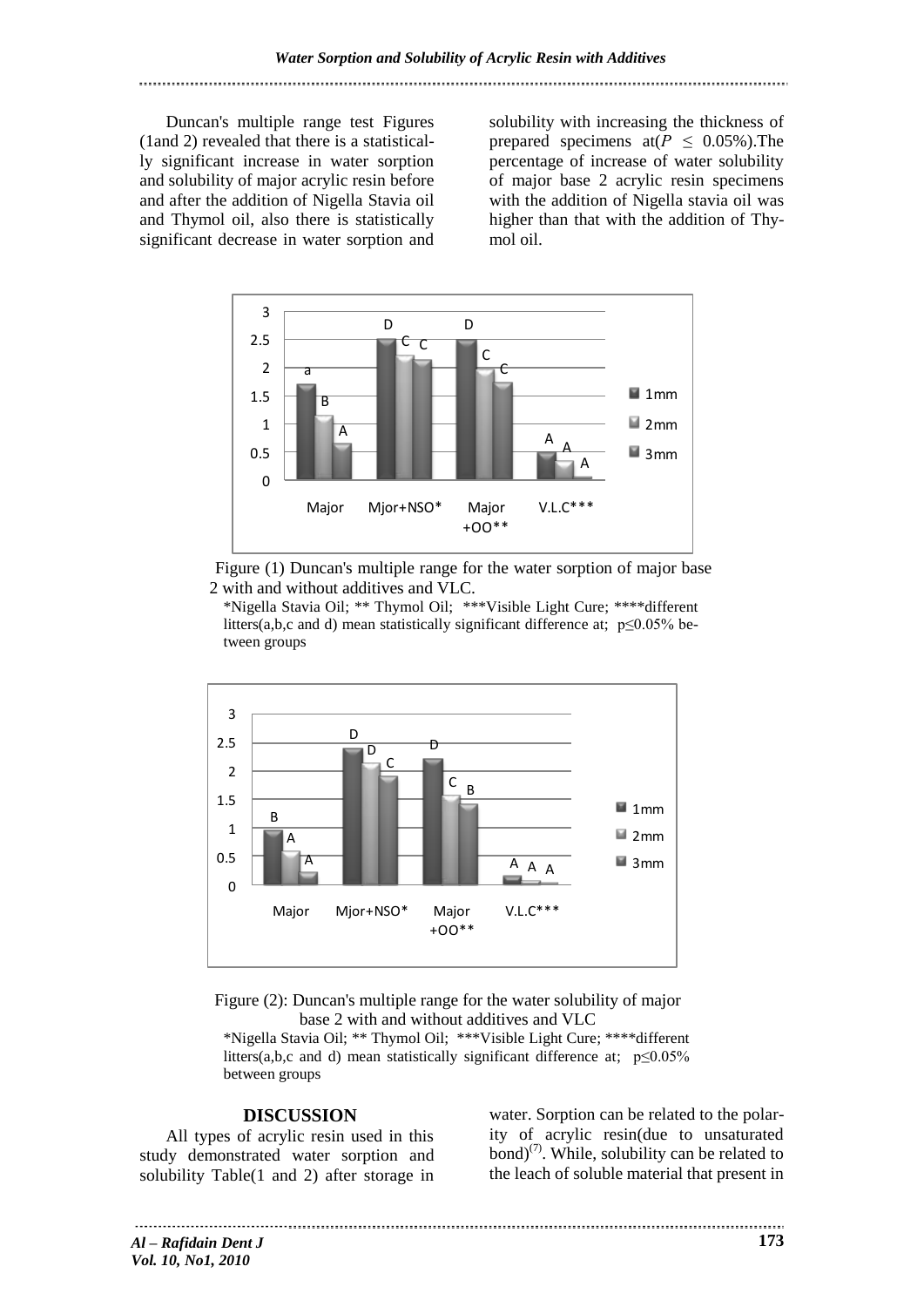Duncan's multiple range test Figures (1and 2) revealed that there is a statistically significant increase in water sorption and solubility of major acrylic resin before and after the addition of Nigella Stavia oil and Thymol oil, also there is statistically significant decrease in water sorption and solubility with increasing the thickness of prepared specimens at($P \leq 0.05$%).The percentage of increase of water solubility of major base 2 acrylic resin specimens with the addition of Nigella stavia oil was higher than that with the addition of Thymol oil.

Figure (1) Duncan's multiple range for the water sorption of major base 2 with and without additives and VLC.

*Nigella Stavia Oil; ** Thymol Oil; ***Visible Light Cure; ****different litters(a,b,c and d) mean statistically significant difference at; p≤0.05% between groups

Figure (2): Duncan's multiple range for the water solubility of major base 2 with and without additives and VLC

*Nigella Stavia Oil; ** Thymol Oil; ***Visible Light Cure; ****different litters(a,b,c and d) mean statistically significant difference at; p≤0.05% between groups

## DISCUSSION

All types of acrylic resin used in this study demonstrated water sorption and solubility Table(1 and 2) after storage in water. Sorption can be related to the polarity of acrylic resin(due to unsaturated bond)[7]. While, solubility can be related to the leach of soluble material that present in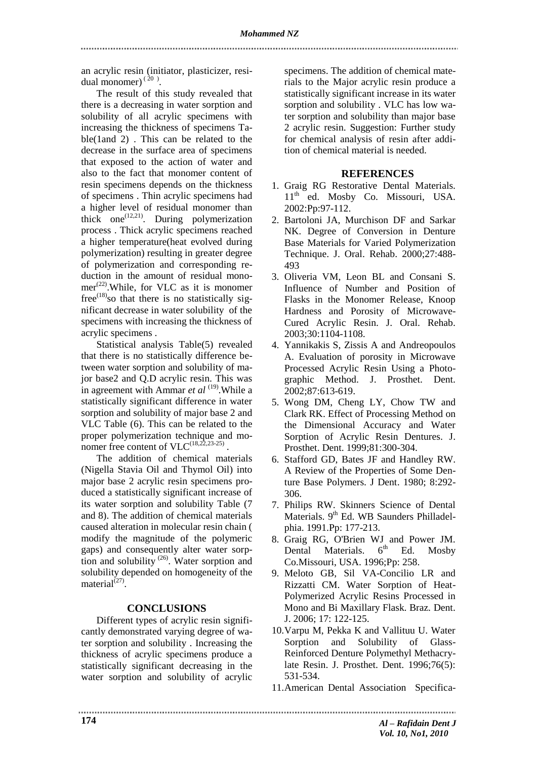an acrylic resin (initiator, plasticizer, residual monomer) [20].

The result of this study revealed that there is a decreasing in water sorption and solubility of all acrylic specimens with increasing the thickness of specimens Table(1and 2) . This can be related to the decrease in the surface area of specimens that exposed to the action of water and also to the fact that monomer content of resin specimens depends on the thickness of specimens . Thin acrylic specimens had a higher level of residual monomer than thick one[12,21]. During polymerization process . Thick acrylic specimens reached a higher temperature(heat evolved during polymerization) resulting in greater degree of polymerization and corresponding reduction in the amount of residual monomer[22].While, for VLC as it is monomer free[18]so that there is no statistically significant decrease in water solubility of the specimens with increasing the thickness of acrylic specimens .

Statistical analysis Table(5) revealed that there is no statistically difference between water sorption and solubility of major base2 and Q.D acrylic resin. This was in agreement with Ammar *et al* [19].While a statistically significant difference in water sorption and solubility of major base 2 and VLC Table (6). This can be related to the proper polymerization technique and monomer free content of VLC[18,22,23-25] .

The addition of chemical materials (Nigella Stavia Oil and Thymol Oil) into major base 2 acrylic resin specimens produced a statistically significant increase of its water sorption and solubility Table (7 and 8). The addition of chemical materials caused alteration in molecular resin chain ( modify the magnitude of the polymeric gaps) and consequently alter water sorption and solubility [26]. Water sorption and solubility depended on homogeneity of the material[27].

## CONCLUSIONS

Different types of acrylic resin significantly demonstrated varying degree of water sorption and solubility . Increasing the thickness of acrylic specimens produce a statistically significant decreasing in the water sorption and solubility of acrylic specimens. The addition of chemical materials to the Major acrylic resin produce a statistically significant increase in its water sorption and solubility . VLC has low water sorption and solubility than major base 2 acrylic resin. Suggestion: Further study for chemical analysis of resin after addition of chemical material is needed.

## REFERENCES

1. Graig RG Restorative Dental Materials. 11th ed. Mosby Co. Missouri, USA. 2002:Pp:97-112.
2. Bartoloni JA, Murchison DF and Sarkar NK. Degree of Conversion in Denture Base Materials for Varied Polymerization Technique. J. Oral. Rehab. 2000;27:488-493
3. Oliveria VM, Leon BL and Consani S. Influence of Number and Position of Flasks in the Monomer Release, Knoop Hardness and Porosity of Microwave-Cured Acrylic Resin. J. Oral. Rehab. 2003;30:1104-1108.
4. Yannikakis S, Zissis A and Andreopoulos A. Evaluation of porosity in Microwave Processed Acrylic Resin Using a Photographic Method. J. Prosthet. Dent. 2002;87:613-619.
5. Wong DM, Cheng LY, Chow TW and Clark RK. Effect of Processing Method on the Dimensional Accuracy and Water Sorption of Acrylic Resin Dentures. J. Prosthet. Dent. 1999;81:300-304.
6. Stafford GD, Bates JF and Handley RW. A Review of the Properties of Some Denture Base Polymers. J Dent. 1980; 8:292-306.
7. Philips RW. Skinners Science of Dental Materials. 9th Ed. WB Saunders Philladelphia. 1991.Pp: 177-213.
8. Graig RG, O'Brien WJ and Power JM. Dental Materials. 6th Ed. Mosby Co.Missouri, USA. 1996;Pp: 258.
9. Meloto GB, Sil VA-Concilio LR and Rizzatti CM. Water Sorption of Heat-Polymerized Acrylic Resins Processed in Mono and Bi Maxillary Flask. Braz. Dent. J. 2006; 17: 122-125.
10. Varpu M, Pekka K and Vallituu U. Water Sorption and Solubility of Glass-Reinforced Denture Polymethyl Methacrylate Resin. J. Prosthet. Dent. 1996;76(5): 531-534.
11. American Dental Association Specifica-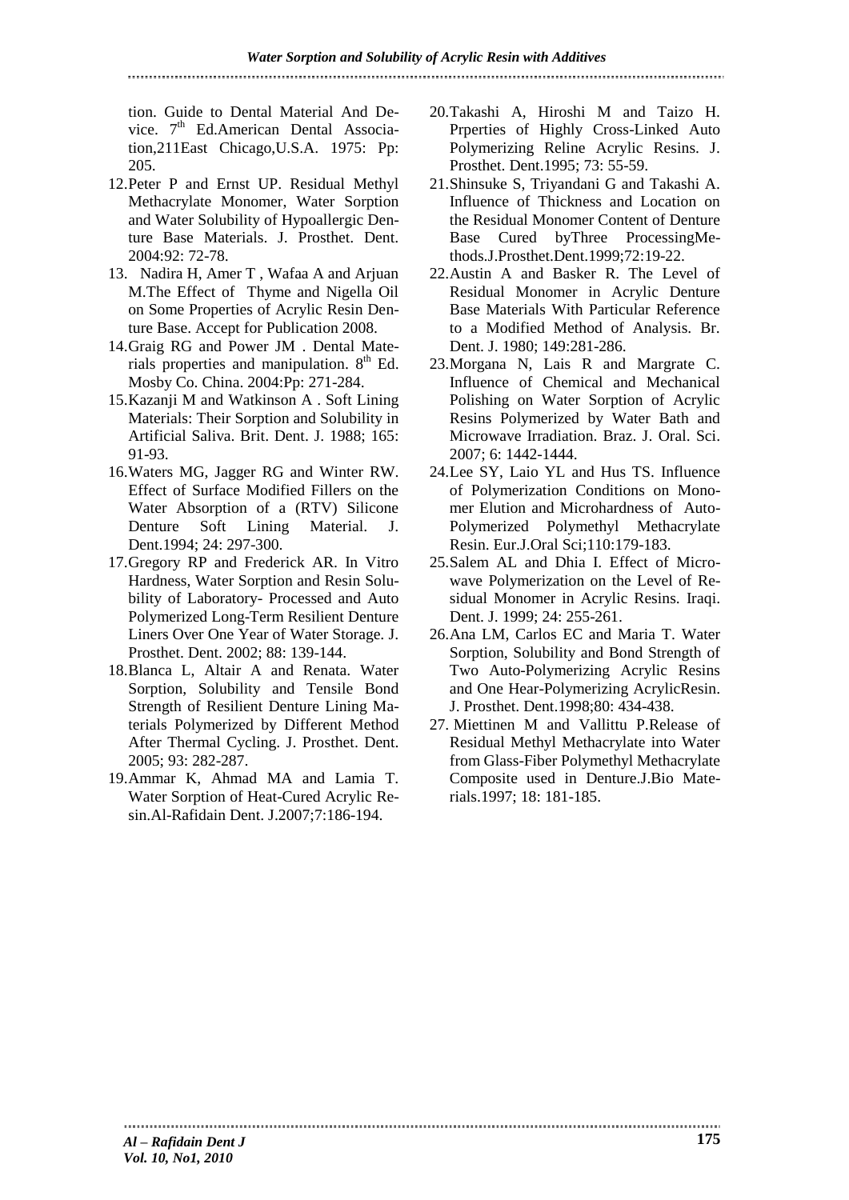tion. Guide to Dental Material And Device. 7th Ed.American Dental Association,211East Chicago,U.S.A. 1975: Pp: 205.

12. Peter P and Ernst UP. Residual Methyl Methacrylate Monomer, Water Sorption and Water Solubility of Hypoallergic Denture Base Materials. J. Prosthet. Dent. 2004:92: 72-78.
13. Nadira H, Amer T , Wafaa A and Arjuan M.The Effect of Thyme and Nigella Oil on Some Properties of Acrylic Resin Denture Base. Accept for Publication 2008.
14. Graig RG and Power JM . Dental Materials properties and manipulation. 8th Ed. Mosby Co. China. 2004:Pp: 271-284.
15. Kazanji M and Watkinson A . Soft Lining Materials: Their Sorption and Solubility in Artificial Saliva. Brit. Dent. J. 1988; 165: 91-93.
16. Waters MG, Jagger RG and Winter RW. Effect of Surface Modified Fillers on the Water Absorption of a (RTV) Silicone Denture Soft Lining Material. J. Dent.1994; 24: 297-300.
17. Gregory RP and Frederick AR. In Vitro Hardness, Water Sorption and Resin Solubility of Laboratory- Processed and Auto Polymerized Long-Term Resilient Denture Liners Over One Year of Water Storage. J. Prosthet. Dent. 2002; 88: 139-144.
18. Blanca L, Altair A and Renata. Water Sorption, Solubility and Tensile Bond Strength of Resilient Denture Lining Materials Polymerized by Different Method After Thermal Cycling. J. Prosthet. Dent. 2005; 93: 282-287.
19. Ammar K, Ahmad MA and Lamia T. Water Sorption of Heat-Cured Acrylic Resin.Al-Rafidain Dent. J.2007;7:186-194.
20. Takashi A, Hiroshi M and Taizo H. Prperties of Highly Cross-Linked Auto Polymerizing Reline Acrylic Resins. J. Prosthet. Dent.1995; 73: 55-59.
21. Shinsuke S, Triyandani G and Takashi A. Influence of Thickness and Location on the Residual Monomer Content of Denture Base Cured byThree ProcessingMethods.J.Prosthet.Dent.1999;72:19-22.
22. Austin A and Basker R. The Level of Residual Monomer in Acrylic Denture Base Materials With Particular Reference to a Modified Method of Analysis. Br. Dent. J. 1980; 149:281-286.
23. Morgana N, Lais R and Margrate C. Influence of Chemical and Mechanical Polishing on Water Sorption of Acrylic Resins Polymerized by Water Bath and Microwave Irradiation. Braz. J. Oral. Sci. 2007; 6: 1442-1444.
24. Lee SY, Laio YL and Hus TS. Influence of Polymerization Conditions on Monomer Elution and Microhardness of Auto-Polymerized Polymethyl Methacrylate Resin. Eur.J.Oral Sci;110:179-183.
25. Salem AL and Dhia I. Effect of Microwave Polymerization on the Level of Residual Monomer in Acrylic Resins. Iraqi. Dent. J. 1999; 24: 255-261.
26. Ana LM, Carlos EC and Maria T. Water Sorption, Solubility and Bond Strength of Two Auto-Polymerizing Acrylic Resins and One Hear-Polymerizing AcrylicResin. J. Prosthet. Dent.1998;80: 434-438.
27. Miettinen M and Vallittu P.Release of Residual Methyl Methacrylate into Water from Glass-Fiber Polymethyl Methacrylate Composite used in Denture.J.Bio Materials.1997; 18: 181-185.